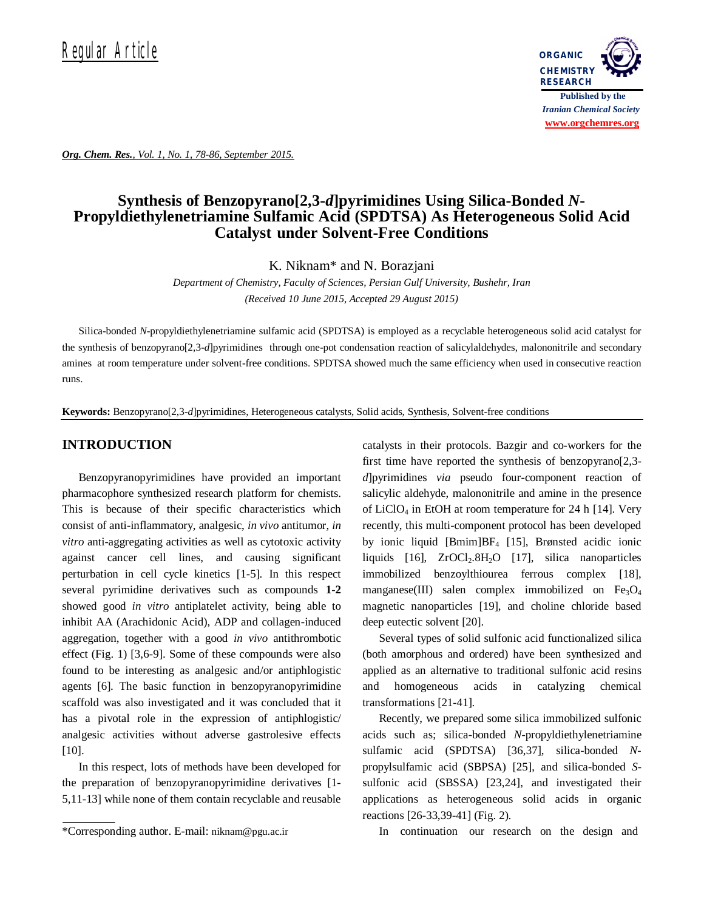Regular Article

# Synthesis of Benzopyrano[2,3-*d*]pyrimidines Using Silica-Bonded *N*-Propyldiethylenetriamine Sulfamic Acid (SPDTSA) As Heterogeneous Solid Acid Catalyst under Solvent-Free Conditions

K. Niknam* and N. Borazjani

*Department of Chemistry, Faculty of Sciences, Persian Gulf University, Bushehr, Iran*

*(Received 10 June 2015, Accepted 29 August 2015)*

Silica-bonded *N*-propyldiethylenetriamine sulfamic acid (SPDTSA) is employed as a recyclable heterogeneous solid acid catalyst for the synthesis of benzopyrano[2,3-*d*]pyrimidines through one-pot condensation reaction of salicylaldehydes, malononitrile and secondary amines at room temperature under solvent-free conditions. SPDTSA showed much the same efficiency when used in consecutive reaction runs.

**Keywords:** Benzopyrano[2,3-*d*]pyrimidines, Heterogeneous catalysts, Solid acids, Synthesis, Solvent-free conditions

## INTRODUCTION

Benzopyranopyrimidines have provided an important pharmacophore synthesized research platform for chemists. This is because of their specific characteristics which consist of anti-inflammatory, analgesic, *in vivo* antitumor, *in vitro* anti-aggregating activities as well as cytotoxic activity against cancer cell lines, and causing significant perturbation in cell cycle kinetics [1-5]. In this respect several pyrimidine derivatives such as compounds **1**-**2** showed good *in vitro* antiplatelet activity, being able to inhibit AA (Arachidonic Acid), ADP and collagen-induced aggregation, together with a good *in vivo* antithrombotic effect (Fig. 1) [3,6-9]. Some of these compounds were also found to be interesting as analgesic and/or antiphlogistic agents [6]. The basic function in benzopyranopyrimidine scaffold was also investigated and it was concluded that it has a pivotal role in the expression of antiphlogistic/ analgesic activities without adverse gastrolesive effects [10].

In this respect, lots of methods have been developed for the preparation of benzopyranopyrimidine derivatives [1-5,11-13] while none of them contain recyclable and reusable catalysts in their protocols. Bazgir and co-workers for the first time have reported the synthesis of benzopyrano[2,3-*d*]pyrimidines *via* pseudo four-component reaction of salicylic aldehyde, malononitrile and amine in the presence of $LiClO_4$ in EtOH at room temperature for 24 h [14]. Very recently, this multi-component protocol has been developed by ionic liquid [Bmim]$BF_4$ [15], Brønsted acidic ionic liquids [16], $ZrOCl_2.8H_2O$ [17], silica nanoparticles immobilized benzoylthiourea ferrous complex [18], manganese(III) salen complex immobilized on $Fe_3O_4$ magnetic nanoparticles [19], and choline chloride based deep eutectic solvent [20].

Several types of solid sulfonic acid functionalized silica (both amorphous and ordered) have been synthesized and applied as an alternative to traditional sulfonic acid resins and homogeneous acids in catalyzing chemical transformations [21-41].

Recently, we prepared some silica immobilized sulfonic acids such as; silica-bonded *N*-propyldiethylenetriamine sulfamic acid (SPDTSA) [36,37], silica-bonded *N*-propylsulfamic acid (SBPSA) [25], and silica-bonded *S*-sulfonic acid (SBSSA) [23,24], and investigated their applications as heterogeneous solid acids in organic reactions [26-33,39-41] (Fig. 2).

In continuation our research on the design and

\*Corresponding author. E-mail: niknam@pgu.ac.ir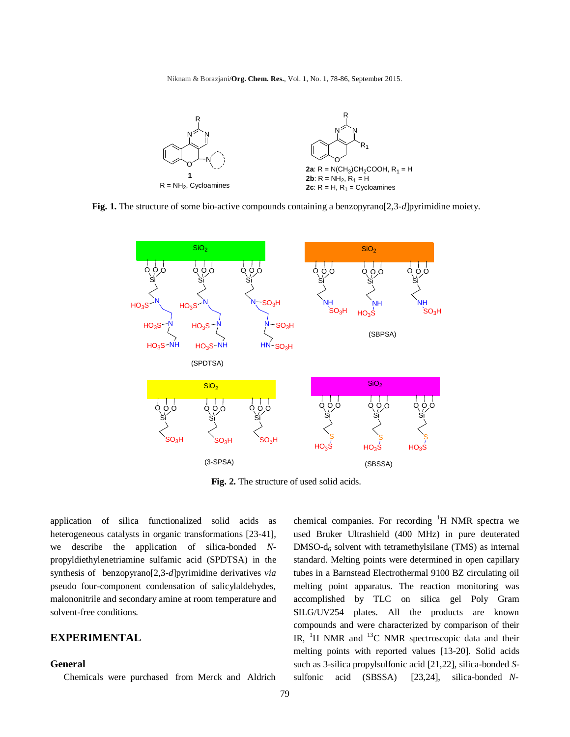Fig. 1. The structure of some bio-active compounds containing a benzopyrano[2,3-*d*]pyrimidine moiety.

Fig. 2. The structure of used solid acids.

application of silica functionalized solid acids as heterogeneous catalysts in organic transformations [23-41], we describe the application of silica-bonded *N*-propyldiethylenetriamine sulfamic acid (SPDTSA) in the synthesis of benzopyrano[2,3-*d*]pyrimidine derivatives *via* pseudo four-component condensation of salicylaldehydes, malononitrile and secondary amine at room temperature and solvent-free conditions.

## EXPERIMENTAL

### General

Chemicals were purchased from Merck and Aldrich chemical companies. For recording $^{1}H$ NMR spectra we used Bruker Ultrashield (400 MHz) in pure deuterated DMSO-$d_6$ solvent with tetramethylsilane (TMS) as internal standard. Melting points were determined in open capillary tubes in a Barnstead Electrothermal 9100 BZ circulating oil melting point apparatus. The reaction monitoring was accomplished by TLC on silica gel Poly Gram SILG/UV254 plates. All the products are known compounds and were characterized by comparison of their IR, $^{1}H$ NMR and $^{13}C$ NMR spectroscopic data and their melting points with reported values [13-20]. Solid acids such as 3-silica propylsulfonic acid [21,22], silica-bonded *S*-sulfonic acid (SBSSA) [23,24], silica-bonded *N*-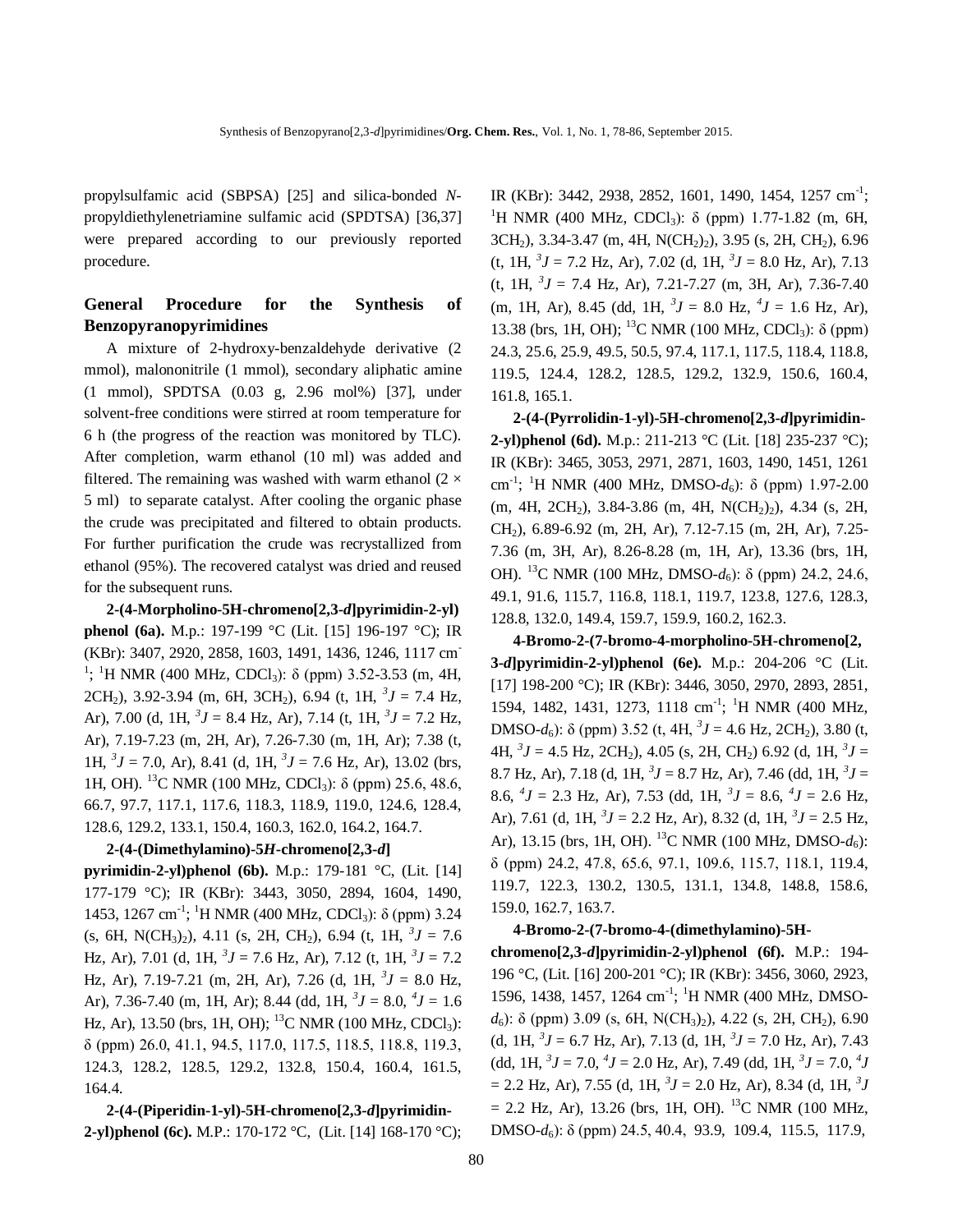propylsulfamic acid (SBPSA) [25] and silica-bonded *N*-propyldiethylenetriamine sulfamic acid (SPDTSA) [36,37] were prepared according to our previously reported procedure.

### General Procedure for the Synthesis of Benzopyranopyrimidines

A mixture of 2-hydroxy-benzaldehyde derivative (2 mmol), malononitrile (1 mmol), secondary aliphatic amine (1 mmol), SPDTSA (0.03 g, 2.96 mol%) [37], under solvent-free conditions were stirred at room temperature for 6 h (the progress of the reaction was monitored by TLC). After completion, warm ethanol (10 ml) was added and filtered. The remaining was washed with warm ethanol (2 × 5 ml) to separate catalyst. After cooling the organic phase the crude was precipitated and filtered to obtain products. For further purification the crude was recrystallized from ethanol (95%). The recovered catalyst was dried and reused for the subsequent runs.

**2-(4-Morpholino-5H-chromeno[2,3-*d*]pyrimidin-2-yl) phenol (6a).** M.p.: 197-199 °C (Lit. [15] 196-197 °C); IR (KBr): 3407, 2920, 2858, 1603, 1491, 1436, 1246, 1117 $cm^{-1}$; $^1H$ NMR (400 MHz, $CDCl_3$): δ (ppm) 3.52-3.53 (m, 4H, $2CH_2$), 3.92-3.94 (m, 6H, $3CH_2$), 6.94 (t, 1H, $^3J$ = 7.4 Hz, Ar), 7.00 (d, 1H, $^3J$ = 8.4 Hz, Ar), 7.14 (t, 1H, $^3J$ = 7.2 Hz, Ar), 7.19-7.23 (m, 2H, Ar), 7.26-7.30 (m, 1H, Ar); 7.38 (t, 1H, $^3J$ = 7.0, Ar), 8.41 (d, 1H, $^3J$ = 7.6 Hz, Ar), 13.02 (brs, 1H, OH). $^{13}C$ NMR (100 MHz, $CDCl_3$): δ (ppm) 25.6, 48.6, 66.7, 97.7, 117.1, 117.6, 118.3, 118.9, 119.0, 124.6, 128.4, 128.6, 129.2, 133.1, 150.4, 160.3, 162.0, 164.2, 164.7.

**2-(4-(Dimethylamino)-5*H*-chromeno[2,3-*d*] pyrimidin-2-yl)phenol (6b).** M.p.: 179-181 °C, (Lit. [14] 177-179 °C); IR (KBr): 3443, 3050, 2894, 1604, 1490, 1453, 1267 $cm^{-1}$; $^1H$ NMR (400 MHz, $CDCl_3$): δ (ppm) 3.24 (s, 6H, $N(CH_3)_2$), 4.11 (s, 2H, $CH_2$), 6.94 (t, 1H, $^3J$ = 7.6 Hz, Ar), 7.01 (d, 1H, $^3J$ = 7.6 Hz, Ar), 7.12 (t, 1H, $^3J$ = 7.2 Hz, Ar), 7.19-7.21 (m, 2H, Ar), 7.26 (d, 1H, $^3J$ = 8.0 Hz, Ar), 7.36-7.40 (m, 1H, Ar); 8.44 (dd, 1H, $^3J$ = 8.0, $^4J$ = 1.6 Hz, Ar), 13.50 (brs, 1H, OH); $^{13}C$ NMR (100 MHz, $CDCl_3$): δ (ppm) 26.0, 41.1, 94.5, 117.0, 117.5, 118.5, 118.8, 119.3, 124.3, 128.2, 128.5, 129.2, 132.8, 150.4, 160.4, 161.5, 164.4.

**2-(4-(Piperidin-1-yl)-5H-chromeno[2,3-*d*]pyrimidin-2-yl)phenol (6c).** M.P.: 170-172 °C, (Lit. [14] 168-170 °C); IR (KBr): 3442, 2938, 2852, 1601, 1490, 1454, 1257 $cm^{-1}$; $^1H$ NMR (400 MHz, $CDCl_3$): δ (ppm) 1.77-1.82 (m, 6H, $3CH_2$), 3.34-3.47 (m, 4H, $N(CH_2)_2$), 3.95 (s, 2H, $CH_2$), 6.96 (t, 1H, $^3J$ = 7.2 Hz, Ar), 7.02 (d, 1H, $^3J$ = 8.0 Hz, Ar), 7.13 (t, 1H, $^3J$ = 7.4 Hz, Ar), 7.21-7.27 (m, 3H, Ar), 7.36-7.40 (m, 1H, Ar), 8.45 (dd, 1H, $^3J$ = 8.0 Hz, $^4J$ = 1.6 Hz, Ar), 13.38 (brs, 1H, OH); $^{13}C$ NMR (100 MHz, $CDCl_3$): δ (ppm) 24.3, 25.6, 25.9, 49.5, 50.5, 97.4, 117.1, 117.5, 118.4, 118.8, 119.5, 124.4, 128.2, 128.5, 129.2, 132.9, 150.6, 160.4, 161.8, 165.1.

**2-(4-(Pyrrolidin-1-yl)-5H-chromeno[2,3-*d*]pyrimidin-2-yl)phenol (6d).** M.p.: 211-213 °C (Lit. [18] 235-237 °C); IR (KBr): 3465, 3053, 2971, 2871, 1603, 1490, 1451, 1261 $cm^{-1}$; $^1H$ NMR (400 MHz, DMSO-$d_6$): δ (ppm) 1.97-2.00 (m, 4H, $2CH_2$), 3.84-3.86 (m, 4H, $N(CH_2)_2$), 4.34 (s, 2H, $CH_2$), 6.89-6.92 (m, 2H, Ar), 7.12-7.15 (m, 2H, Ar), 7.25-7.36 (m, 3H, Ar), 8.26-8.28 (m, 1H, Ar), 13.36 (brs, 1H, OH). $^{13}C$ NMR (100 MHz, DMSO-$d_6$): δ (ppm) 24.2, 24.6, 49.1, 91.6, 115.7, 116.8, 118.1, 119.7, 123.8, 127.6, 128.3, 128.8, 132.0, 149.4, 159.7, 159.9, 160.2, 162.3.

**4-Bromo-2-(7-bromo-4-morpholino-5H-chromeno[2,3-*d*]pyrimidin-2-yl)phenol (6e).** M.p.: 204-206 °C (Lit. [17] 198-200 °C); IR (KBr): 3446, 3050, 2970, 2893, 2851, 1594, 1482, 1431, 1273, 1118 $cm^{-1}$; $^1H$ NMR (400 MHz, DMSO-$d_6$): δ (ppm) 3.52 (t, 4H, $^3J$ = 4.6 Hz, $2CH_2$), 3.80 (t, 4H, $^3J$ = 4.5 Hz, $2CH_2$), 4.05 (s, 2H, $CH_2$) 6.92 (d, 1H, $^3J$ = 8.7 Hz, Ar), 7.18 (d, 1H, $^3J$ = 8.7 Hz, Ar), 7.46 (dd, 1H, $^3J$ = 8.6, $^4J$ = 2.3 Hz, Ar), 7.53 (dd, 1H, $^3J$ = 8.6, $^4J$ = 2.6 Hz, Ar), 7.61 (d, 1H, $^3J$ = 2.2 Hz, Ar), 8.32 (d, 1H, $^3J$ = 2.5 Hz, Ar), 13.15 (brs, 1H, OH). $^{13}C$ NMR (100 MHz, DMSO-$d_6$): δ (ppm) 24.2, 47.8, 65.6, 97.1, 109.6, 115.7, 118.1, 119.4, 119.7, 122.3, 130.2, 130.5, 131.1, 134.8, 148.8, 158.6, 159.0, 162.7, 163.7.

**4-Bromo-2-(7-bromo-4-(dimethylamino)-5H-chromeno[2,3-*d*]pyrimidin-2-yl)phenol (6f).** M.P.: 194-196 °C, (Lit. [16] 200-201 °C); IR (KBr): 3456, 3060, 2923, 1596, 1438, 1457, 1264 $cm^{-1}$; $^1H$ NMR (400 MHz, DMSO-$d_6$): δ (ppm) 3.09 (s, 6H, $N(CH_3)_2$), 4.22 (s, 2H, $CH_2$), 6.90 (d, 1H, $^3J$ = 6.7 Hz, Ar), 7.13 (d, 1H, $^3J$ = 7.0 Hz, Ar), 7.43 (dd, 1H, $^3J$ = 7.0, $^4J$ = 2.0 Hz, Ar), 7.49 (dd, 1H, $^3J$ = 7.0, $^4J$ = 2.2 Hz, Ar), 7.55 (d, 1H, $^3J$ = 2.0 Hz, Ar), 8.34 (d, 1H, $^3J$ = 2.2 Hz, Ar), 13.26 (brs, 1H, OH). $^{13}C$ NMR (100 MHz, DMSO-$d_6$): δ (ppm) 24.5, 40.4, 93.9, 109.4, 115.5, 117.9,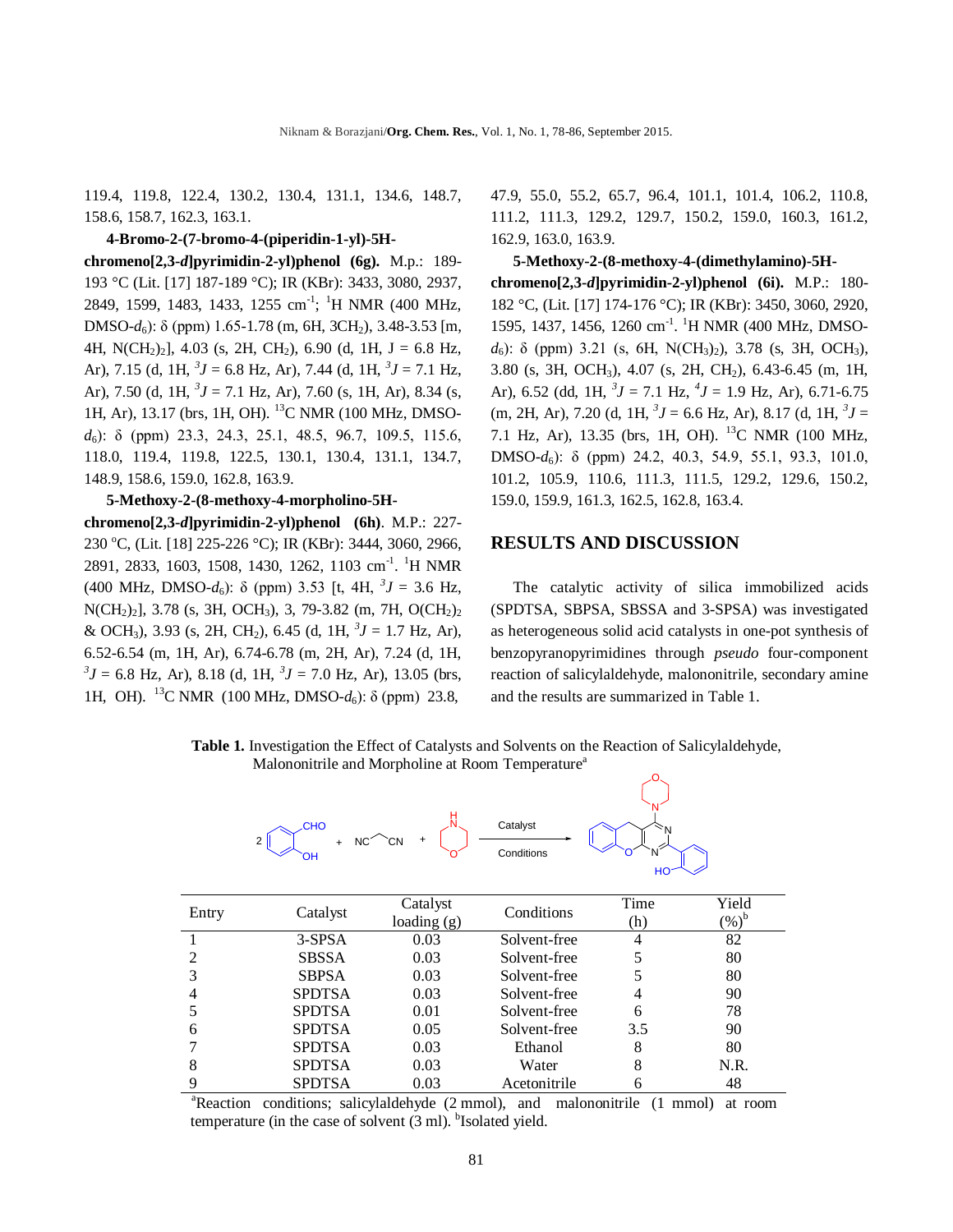119.4, 119.8, 122.4, 130.2, 130.4, 131.1, 134.6, 148.7, 158.6, 158.7, 162.3, 163.1.

**4-Bromo-2-(7-bromo-4-(piperidin-1-yl)-5H-chromeno[2,3-*d*]pyrimidin-2-yl)phenol (6g).** M.p.: 189-193 °C (Lit. [17] 187-189 °C); IR (KBr): 3433, 3080, 2937, 2849, 1599, 1483, 1433, 1255 $cm^{-1}$; $^1$H NMR (400 MHz, DMSO-$d_6$): δ (ppm) 1.65-1.78 (m, 6H, 3$CH_2$), 3.48-3.53 [m, 4H, N$(CH_2)_2$], 4.03 (s, 2H, $CH_2$), 6.90 (d, 1H, J = 6.8 Hz, Ar), 7.15 (d, 1H, $^3J$ = 6.8 Hz, Ar), 7.44 (d, 1H, $^3J$ = 7.1 Hz, Ar), 7.50 (d, 1H, $^3J$ = 7.1 Hz, Ar), 7.60 (s, 1H, Ar), 8.34 (s, 1H, Ar), 13.17 (brs, 1H, OH). $^{13}$C NMR (100 MHz, DMSO-$d_6$): δ (ppm) 23.3, 24.3, 25.1, 48.5, 96.7, 109.5, 115.6, 118.0, 119.4, 119.8, 122.5, 130.1, 130.4, 131.1, 134.7, 148.9, 158.6, 159.0, 162.8, 163.9.

**5-Methoxy-2-(8-methoxy-4-morpholino-5H-chromeno[2,3-*d*]pyrimidin-2-yl)phenol (6h)**. M.P.: 227-230 °C, (Lit. [18] 225-226 °C); IR (KBr): 3444, 3060, 2966, 2891, 2833, 1603, 1508, 1430, 1262, 1103 $cm^{-1}$. $^1$H NMR (400 MHz, DMSO-$d_6$): δ (ppm) 3.53 [t, 4H, $^3J$ = 3.6 Hz, N$(CH_2)_2$], 3.78 (s, 3H, $OCH_3$), 3, 79-3.82 (m, 7H, O$(CH_2)_2$ & $OCH_3$), 3.93 (s, 2H, $CH_2$), 6.45 (d, 1H, $^3J$ = 1.7 Hz, Ar), 6.52-6.54 (m, 1H, Ar), 6.74-6.78 (m, 2H, Ar), 7.24 (d, 1H, $^3J$ = 6.8 Hz, Ar), 8.18 (d, 1H, $^3J$ = 7.0 Hz, Ar), 13.05 (brs, 1H, OH). $^{13}$C NMR (100 MHz, DMSO-$d_6$): δ (ppm) 23.8, 47.9, 55.0, 55.2, 65.7, 96.4, 101.1, 101.4, 106.2, 110.8, 111.2, 111.3, 129.2, 129.7, 150.2, 159.0, 160.3, 161.2, 162.9, 163.0, 163.9.

**5-Methoxy-2-(8-methoxy-4-(dimethylamino)-5H-chromeno[2,3-*d*]pyrimidin-2-yl)phenol (6i).** M.P.: 180-182 °C, (Lit. [17] 174-176 °C); IR (KBr): 3450, 3060, 2920, 1595, 1437, 1456, 1260 $cm^{-1}$. $^1$H NMR (400 MHz, DMSO-$d_6$): δ (ppm) 3.21 (s, 6H, N$(CH_3)_2$), 3.78 (s, 3H, $OCH_3$), 3.80 (s, 3H, $OCH_3$), 4.07 (s, 2H, $CH_2$), 6.43-6.45 (m, 1H, Ar), 6.52 (dd, 1H, $^3J$ = 7.1 Hz, $^4J$ = 1.9 Hz, Ar), 6.71-6.75 (m, 2H, Ar), 7.20 (d, 1H, $^3J$ = 6.6 Hz, Ar), 8.17 (d, 1H, $^3J$ = 7.1 Hz, Ar), 13.35 (brs, 1H, OH). $^{13}$C NMR (100 MHz, DMSO-$d_6$): δ (ppm) 24.2, 40.3, 54.9, 55.1, 93.3, 101.0, 101.2, 105.9, 110.6, 111.3, 111.5, 129.2, 129.6, 150.2, 159.0, 159.9, 161.3, 162.5, 162.8, 163.4.

## RESULTS AND DISCUSSION

The catalytic activity of silica immobilized acids (SPDTSA, SBPSA, SBSSA and 3-SPSA) was investigated as heterogeneous solid acid catalysts in one-pot synthesis of benzopyranopyrimidines through *pseudo* four-component reaction of salicylaldehyde, malononitrile, secondary amine and the results are summarized in Table 1.

**Table 1.** Investigation the Effect of Catalysts and Solvents on the Reaction of Salicylaldehyde, Malononitrile and Morpholine at Room Temperature[a]

| Entry | Catalyst | Catalyst loading (g) | Conditions | Time (h) | Yield (%)[b] |
|---|---|---|---|---|---|
| 1 | 3-SPSA | 0.03 | Solvent-free | 4 | 82 |
| 2 | SBSSA | 0.03 | Solvent-free | 5 | 80 |
| 3 | SBPSA | 0.03 | Solvent-free | 5 | 80 |
| 4 | SPDTSA | 0.03 | Solvent-free | 4 | 90 |
| 5 | SPDTSA | 0.01 | Solvent-free | 6 | 78 |
| 6 | SPDTSA | 0.05 | Solvent-free | 3.5 | 90 |
| 7 | SPDTSA | 0.03 | Ethanol | 8 | 80 |
| 8 | SPDTSA | 0.03 | Water | 8 | N.R. |
| 9 | SPDTSA | 0.03 | Acetonitrile | 6 | 48 |

[a]Reaction conditions; salicylaldehyde (2 mmol), and malononitrile (1 mmol) at room temperature (in the case of solvent (3 ml). [b]Isolated yield.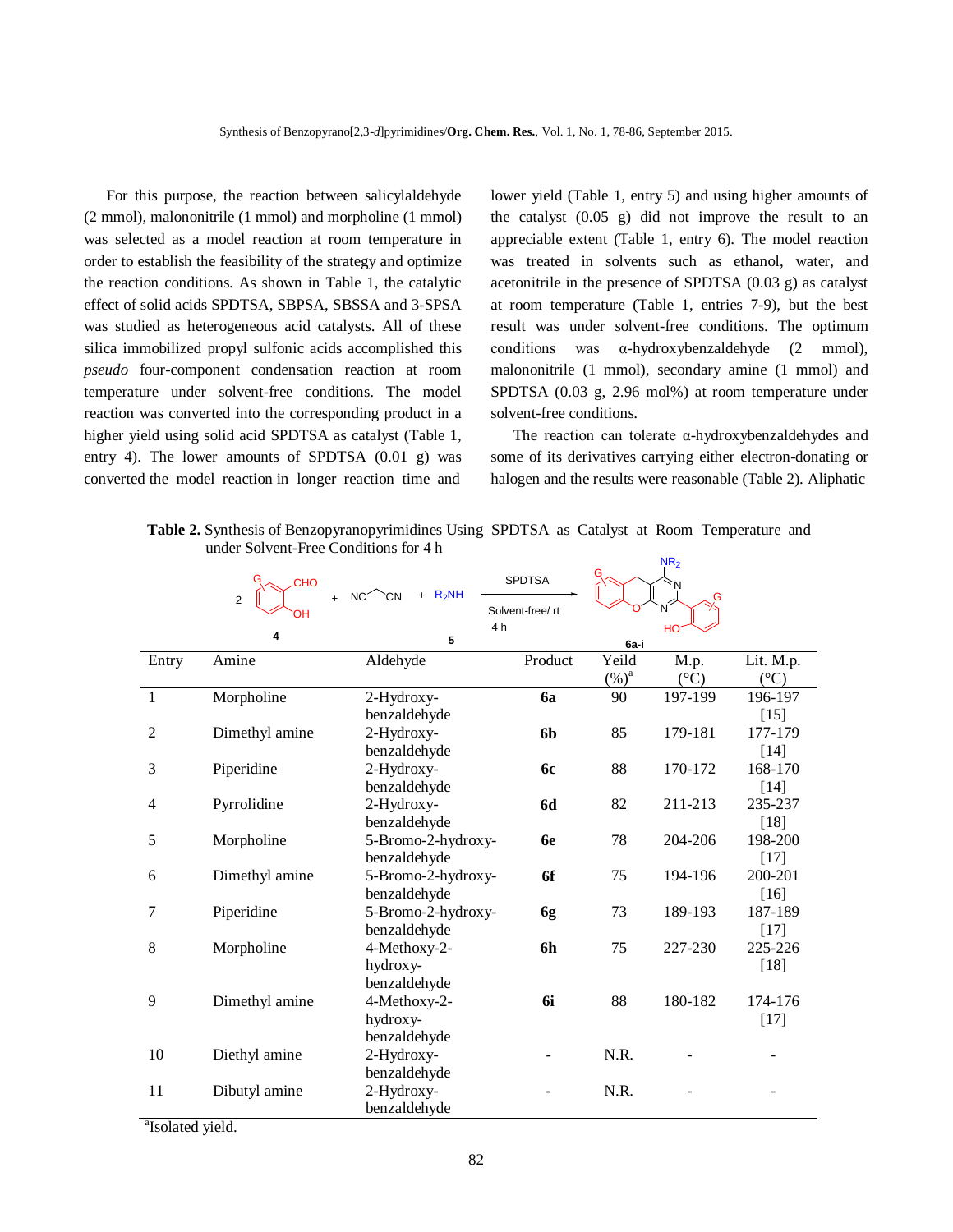For this purpose, the reaction between salicylaldehyde (2 mmol), malononitrile (1 mmol) and morpholine (1 mmol) was selected as a model reaction at room temperature in order to establish the feasibility of the strategy and optimize the reaction conditions. As shown in Table 1, the catalytic effect of solid acids SPDTSA, SBPSA, SBSSA and 3-SPSA was studied as heterogeneous acid catalysts. All of these silica immobilized propyl sulfonic acids accomplished this *pseudo* four-component condensation reaction at room temperature under solvent-free conditions. The model reaction was converted into the corresponding product in a higher yield using solid acid SPDTSA as catalyst (Table 1, entry 4). The lower amounts of SPDTSA (0.01 g) was converted the model reaction in longer reaction time and lower yield (Table 1, entry 5) and using higher amounts of the catalyst (0.05 g) did not improve the result to an appreciable extent (Table 1, entry 6). The model reaction was treated in solvents such as ethanol, water, and acetonitrile in the presence of SPDTSA (0.03 g) as catalyst at room temperature (Table 1, entries 7-9), but the best result was under solvent-free conditions. The optimum conditions was α-hydroxybenzaldehyde (2 mmol), malononitrile (1 mmol), secondary amine (1 mmol) and SPDTSA (0.03 g, 2.96 mol%) at room temperature under solvent-free conditions.

The reaction can tolerate α-hydroxybenzaldehydes and some of its derivatives carrying either electron-donating or halogen and the results were reasonable (Table 2). Aliphatic

**Table 2.** Synthesis of Benzopyranopyrimidines Using SPDTSA as Catalyst at Room Temperature and under Solvent-Free Conditions for 4 h

2 **4** (G-substituted 2-hydroxybenzaldehyde) + NC–CH$_2$–CN + $R_2NH$ **5** → (SPDTSA, Solvent-free/ rt, 4 h) **6a-i**

| Entry | Amine | Aldehyde | Product | Yeild (%)[a] | M.p. (°C) | Lit. M.p. (°C) |
|---|---|---|---|---|---|---|
| 1 | Morpholine | 2-Hydroxy-benzaldehyde | **6a** | 90 | 197-199 | 196-197 [15] |
| 2 | Dimethyl amine | 2-Hydroxy-benzaldehyde | **6b** | 85 | 179-181 | 177-179 [14] |
| 3 | Piperidine | 2-Hydroxy-benzaldehyde | **6c** | 88 | 170-172 | 168-170 [14] |
| 4 | Pyrrolidine | 2-Hydroxy-benzaldehyde | **6d** | 82 | 211-213 | 235-237 [18] |
| 5 | Morpholine | 5-Bromo-2-hydroxy-benzaldehyde | **6e** | 78 | 204-206 | 198-200 [17] |
| 6 | Dimethyl amine | 5-Bromo-2-hydroxy-benzaldehyde | **6f** | 75 | 194-196 | 200-201 [16] |
| 7 | Piperidine | 5-Bromo-2-hydroxy-benzaldehyde | **6g** | 73 | 189-193 | 187-189 [17] |
| 8 | Morpholine | 4-Methoxy-2-hydroxy-benzaldehyde | **6h** | 75 | 227-230 | 225-226 [18] |
| 9 | Dimethyl amine | 4-Methoxy-2-hydroxy-benzaldehyde | **6i** | 88 | 180-182 | 174-176 [17] |
| 10 | Diethyl amine | 2-Hydroxy-benzaldehyde | - | N.R. | - | - |
| 11 | Dibutyl amine | 2-Hydroxy-benzaldehyde | - | N.R. | - | - |

[a]Isolated yield.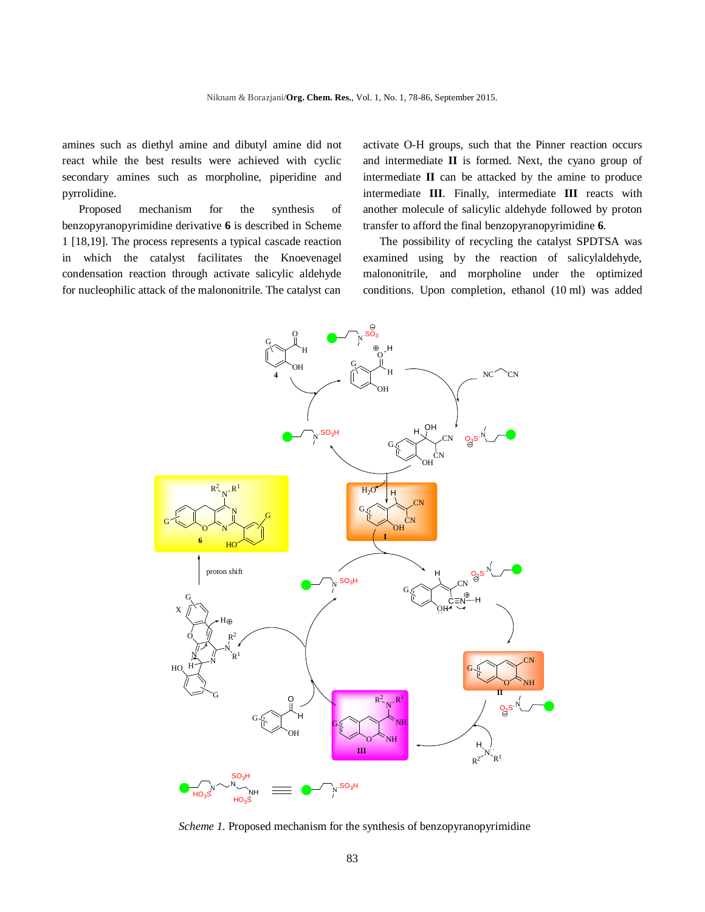amines such as diethyl amine and dibutyl amine did not react while the best results were achieved with cyclic secondary amines such as morpholine, piperidine and pyrrolidine.

Proposed mechanism for the synthesis of benzopyranopyrimidine derivative **6** is described in Scheme 1 [18,19]. The process represents a typical cascade reaction in which the catalyst facilitates the Knoevenagel condensation reaction through activate salicylic aldehyde for nucleophilic attack of the malononitrile. The catalyst can activate O-H groups, such that the Pinner reaction occurs and intermediate **II** is formed. Next, the cyano group of intermediate **II** can be attacked by the amine to produce intermediate **III**. Finally, intermediate **III** reacts with another molecule of salicylic aldehyde followed by proton transfer to afford the final benzopyranopyrimidine **6**.

The possibility of recycling the catalyst SPDTSA was examined using by the reaction of salicylaldehyde, malononitrile, and morpholine under the optimized conditions. Upon completion, ethanol (10 ml) was added

*Scheme 1.* Proposed mechanism for the synthesis of benzopyranopyrimidine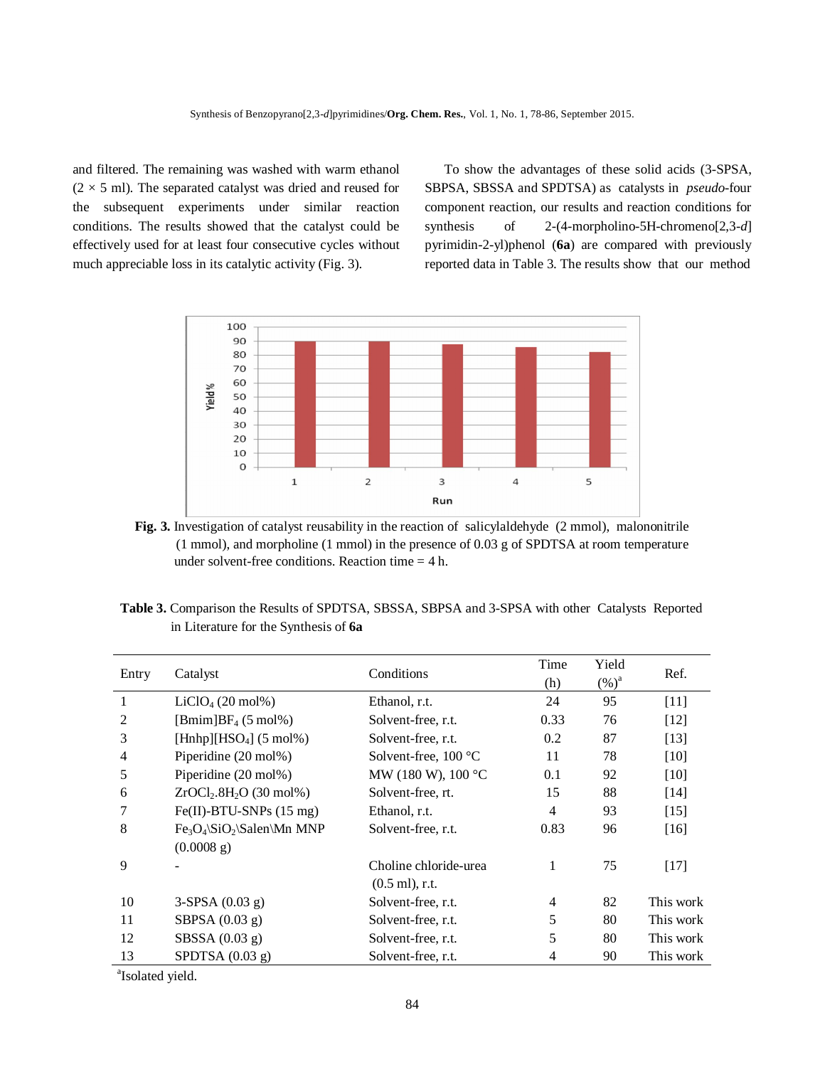and filtered. The remaining was washed with warm ethanol ($2 \times 5$ ml). The separated catalyst was dried and reused for the subsequent experiments under similar reaction conditions. The results showed that the catalyst could be effectively used for at least four consecutive cycles without much appreciable loss in its catalytic activity (Fig. 3).

To show the advantages of these solid acids (3-SPSA, SBPSA, SBSSA and SPDTSA) as catalysts in *pseudo*-four component reaction, our results and reaction conditions for synthesis of 2-(4-morpholino-5H-chromeno[2,3-*d*] pyrimidin-2-yl)phenol (**6a**) are compared with previously reported data in Table 3. The results show that our method

**Fig. 3.** Investigation of catalyst reusability in the reaction of salicylaldehyde (2 mmol), malononitrile (1 mmol), and morpholine (1 mmol) in the presence of 0.03 g of SPDTSA at room temperature under solvent-free conditions. Reaction time = 4 h.

**Table 3.** Comparison the Results of SPDTSA, SBSSA, SBPSA and 3-SPSA with other Catalysts Reported in Literature for the Synthesis of **6a**

| Entry | Catalyst | Conditions | Time (h) | Yield (%)[a] | Ref. |
|---|---|---|---|---|---|
| 1 | $LiClO_4$ (20 mol%) | Ethanol, r.t. | 24 | 95 | [11] |
| 2 | $[Bmim]BF_4$ (5 mol%) | Solvent-free, r.t. | 0.33 | 76 | [12] |
| 3 | $[Hnhp][HSO_4]$ (5 mol%) | Solvent-free, r.t. | 0.2 | 87 | [13] |
| 4 | Piperidine (20 mol%) | Solvent-free, 100 °C | 11 | 78 | [10] |
| 5 | Piperidine (20 mol%) | MW (180 W), 100 °C | 0.1 | 92 | [10] |
| 6 | $ZrOCl_2.8H_2O$ (30 mol%) | Solvent-free, rt. | 15 | 88 | [14] |
| 7 | Fe(II)-BTU-SNPs (15 mg) | Ethanol, r.t. | 4 | 93 | [15] |
| 8 | $Fe_3O_4\backslash SiO_2\backslash$Salen$\backslash$Mn MNP (0.0008 g) | Solvent-free, r.t. | 0.83 | 96 | [16] |
| 9 | - | Choline chloride-urea (0.5 ml), r.t. | 1 | 75 | [17] |
| 10 | 3-SPSA (0.03 g) | Solvent-free, r.t. | 4 | 82 | This work |
| 11 | SBPSA (0.03 g) | Solvent-free, r.t. | 5 | 80 | This work |
| 12 | SBSSA (0.03 g) | Solvent-free, r.t. | 5 | 80 | This work |
| 13 | SPDTSA (0.03 g) | Solvent-free, r.t. | 4 | 90 | This work |

[a]Isolated yield.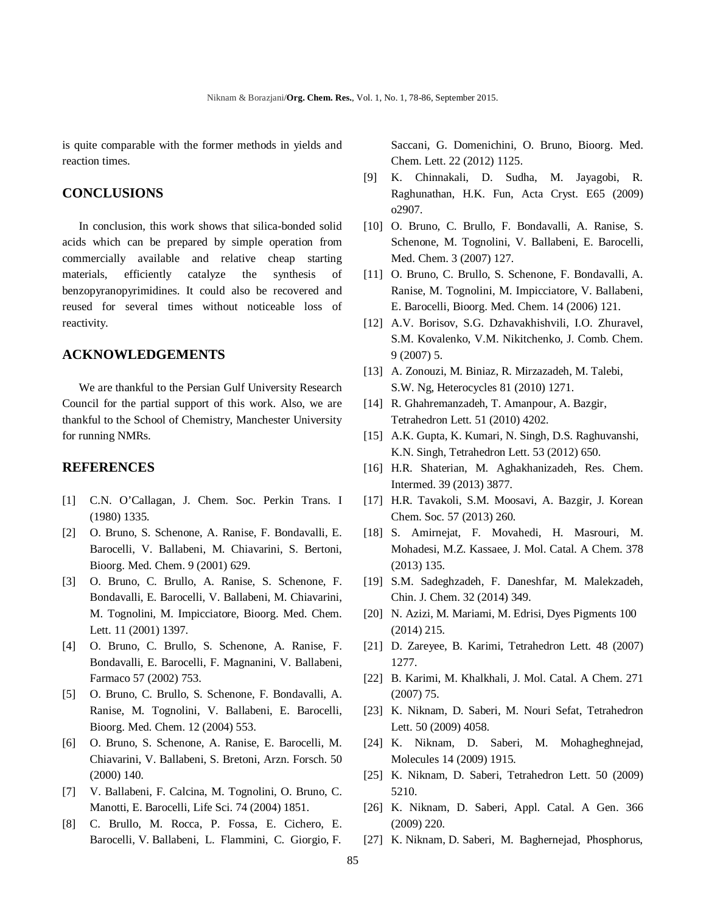is quite comparable with the former methods in yields and reaction times.

## CONCLUSIONS

In conclusion, this work shows that silica-bonded solid acids which can be prepared by simple operation from commercially available and relative cheap starting materials, efficiently catalyze the synthesis of benzopyranopyrimidines. It could also be recovered and reused for several times without noticeable loss of reactivity.

## ACKNOWLEDGEMENTS

We are thankful to the Persian Gulf University Research Council for the partial support of this work. Also, we are thankful to the School of Chemistry, Manchester University for running NMRs.

## REFERENCES

[1] C.N. O'Callagan, J. Chem. Soc. Perkin Trans. I (1980) 1335.

[2] O. Bruno, S. Schenone, A. Ranise, F. Bondavalli, E. Barocelli, V. Ballabeni, M. Chiavarini, S. Bertoni, Bioorg. Med. Chem. 9 (2001) 629.

[3] O. Bruno, C. Brullo, A. Ranise, S. Schenone, F. Bondavalli, E. Barocelli, V. Ballabeni, M. Chiavarini, M. Tognolini, M. Impicciatore, Bioorg. Med. Chem. Lett. 11 (2001) 1397.

[4] O. Bruno, C. Brullo, S. Schenone, A. Ranise, F. Bondavalli, E. Barocelli, F. Magnanini, V. Ballabeni, Farmaco 57 (2002) 753.

[5] O. Bruno, C. Brullo, S. Schenone, F. Bondavalli, A. Ranise, M. Tognolini, V. Ballabeni, E. Barocelli, Bioorg. Med. Chem. 12 (2004) 553.

[6] O. Bruno, S. Schenone, A. Ranise, E. Barocelli, M. Chiavarini, V. Ballabeni, S. Bretoni, Arzn. Forsch. 50 (2000) 140.

[7] V. Ballabeni, F. Calcina, M. Tognolini, O. Bruno, C. Manotti, E. Barocelli, Life Sci. 74 (2004) 1851.

[8] C. Brullo, M. Rocca, P. Fossa, E. Cichero, E. Barocelli, V. Ballabeni, L. Flammini, C. Giorgio, F. Saccani, G. Domenichini, O. Bruno, Bioorg. Med. Chem. Lett. 22 (2012) 1125.

[9] K. Chinnakali, D. Sudha, M. Jayagobi, R. Raghunathan, H.K. Fun, Acta Cryst. E65 (2009) o2907.

[10] O. Bruno, C. Brullo, F. Bondavalli, A. Ranise, S. Schenone, M. Tognolini, V. Ballabeni, E. Barocelli, Med. Chem. 3 (2007) 127.

[11] O. Bruno, C. Brullo, S. Schenone, F. Bondavalli, A. Ranise, M. Tognolini, M. Impicciatore, V. Ballabeni, E. Barocelli, Bioorg. Med. Chem. 14 (2006) 121.

[12] A.V. Borisov, S.G. Dzhavakhishvili, I.O. Zhuravel, S.M. Kovalenko, V.M. Nikitchenko, J. Comb. Chem. 9 (2007) 5.

[13] A. Zonouzi, M. Biniaz, R. Mirzazadeh, M. Talebi, S.W. Ng, Heterocycles 81 (2010) 1271.

[14] R. Ghahremanzadeh, T. Amanpour, A. Bazgir, Tetrahedron Lett. 51 (2010) 4202.

[15] A.K. Gupta, K. Kumari, N. Singh, D.S. Raghuvanshi, K.N. Singh, Tetrahedron Lett. 53 (2012) 650.

[16] H.R. Shaterian, M. Aghakhanizadeh, Res. Chem. Intermed. 39 (2013) 3877.

[17] H.R. Tavakoli, S.M. Moosavi, A. Bazgir, J. Korean Chem. Soc. 57 (2013) 260.

[18] S. Amirnejat, F. Movahedi, H. Masrouri, M. Mohadesi, M.Z. Kassaee, J. Mol. Catal. A Chem. 378 (2013) 135.

[19] S.M. Sadeghzadeh, F. Daneshfar, M. Malekzadeh, Chin. J. Chem. 32 (2014) 349.

[20] N. Azizi, M. Mariami, M. Edrisi, Dyes Pigments 100 (2014) 215.

[21] D. Zareyee, B. Karimi, Tetrahedron Lett. 48 (2007) 1277.

[22] B. Karimi, M. Khalkhali, J. Mol. Catal. A Chem. 271 (2007) 75.

[23] K. Niknam, D. Saberi, M. Nouri Sefat, Tetrahedron Lett. 50 (2009) 4058.

[24] K. Niknam, D. Saberi, M. Mohagheghnejad, Molecules 14 (2009) 1915.

[25] K. Niknam, D. Saberi, Tetrahedron Lett. 50 (2009) 5210.

[26] K. Niknam, D. Saberi, Appl. Catal. A Gen. 366 (2009) 220.

[27] K. Niknam, D. Saberi, M. Baghernejad, Phosphorus,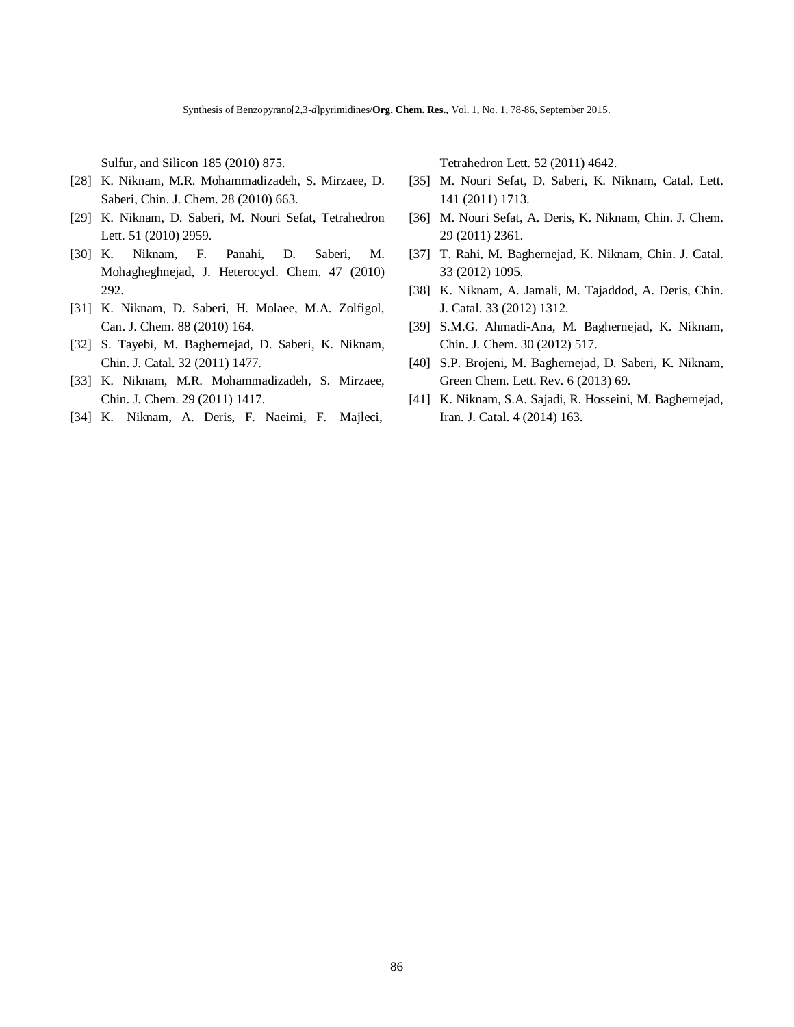Sulfur, and Silicon 185 (2010) 875.

[28] K. Niknam, M.R. Mohammadizadeh, S. Mirzaee, D. Saberi, Chin. J. Chem. 28 (2010) 663.

[29] K. Niknam, D. Saberi, M. Nouri Sefat, Tetrahedron Lett. 51 (2010) 2959.

[30] K. Niknam, F. Panahi, D. Saberi, M. Mohagheghnejad, J. Heterocycl. Chem. 47 (2010) 292.

[31] K. Niknam, D. Saberi, H. Molaee, M.A. Zolfigol, Can. J. Chem. 88 (2010) 164.

[32] S. Tayebi, M. Baghernejad, D. Saberi, K. Niknam, Chin. J. Catal. 32 (2011) 1477.

[33] K. Niknam, M.R. Mohammadizadeh, S. Mirzaee, Chin. J. Chem. 29 (2011) 1417.

[34] K. Niknam, A. Deris, F. Naeimi, F. Majleci, Tetrahedron Lett. 52 (2011) 4642.

[35] M. Nouri Sefat, D. Saberi, K. Niknam, Catal. Lett. 141 (2011) 1713.

[36] M. Nouri Sefat, A. Deris, K. Niknam, Chin. J. Chem. 29 (2011) 2361.

[37] T. Rahi, M. Baghernejad, K. Niknam, Chin. J. Catal. 33 (2012) 1095.

[38] K. Niknam, A. Jamali, M. Tajaddod, A. Deris, Chin. J. Catal. 33 (2012) 1312.

[39] S.M.G. Ahmadi-Ana, M. Baghernejad, K. Niknam, Chin. J. Chem. 30 (2012) 517.

[40] S.P. Brojeni, M. Baghernejad, D. Saberi, K. Niknam, Green Chem. Lett. Rev. 6 (2013) 69.

[41] K. Niknam, S.A. Sajadi, R. Hosseini, M. Baghernejad, Iran. J. Catal. 4 (2014) 163.